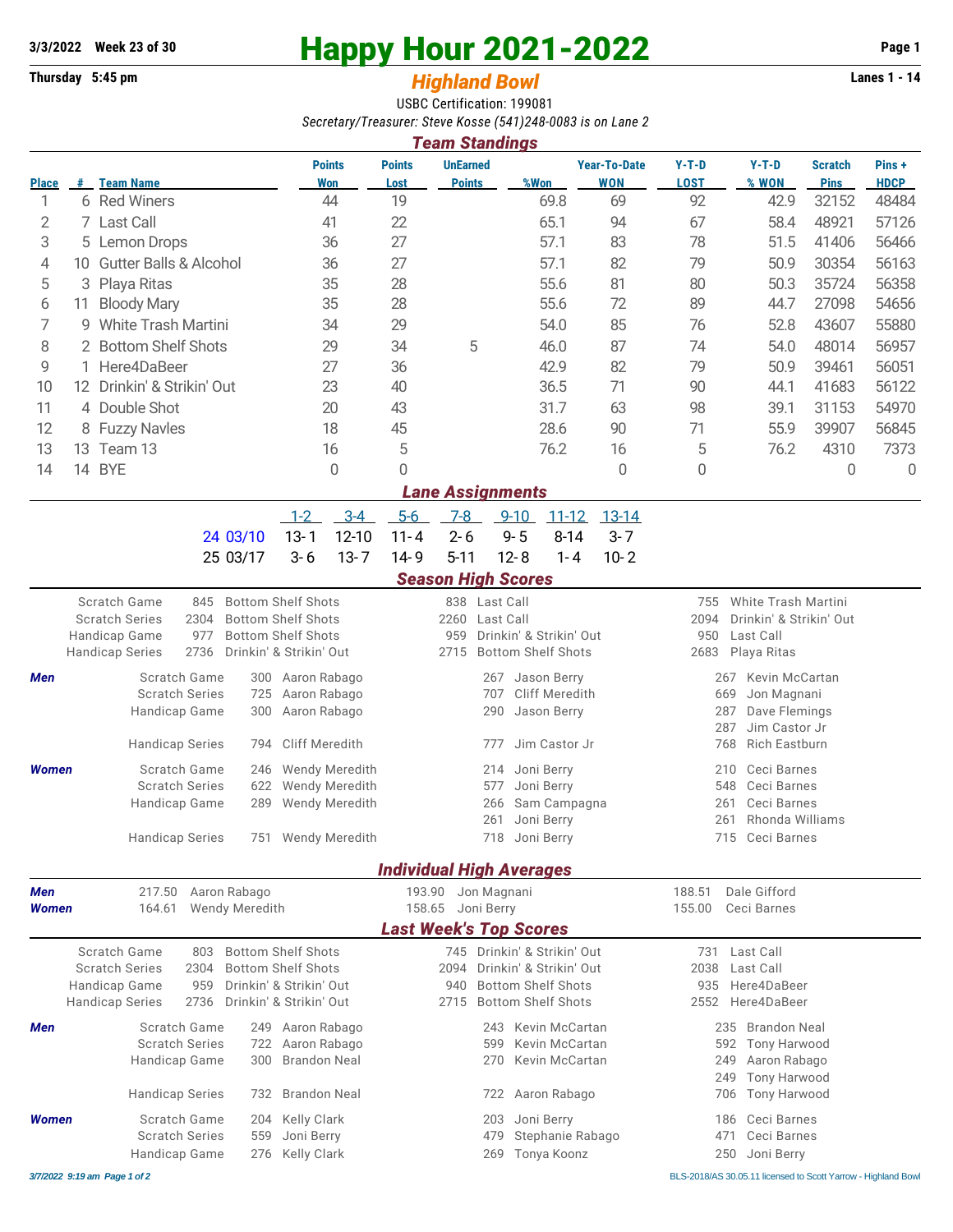3/3/2022 Week 23 of 30

# Happy Hour 2021-2022

Thursday 5:45 pm

## *Highland Bowl*

Lanes 1 - 14

USBC Certification: 199081

*Secretary/Treasurer: Steve Kosse (541)248-0083 is on Lane 2*

### *Team Standings*

| Place | # | Team Name | Points Won | Points Lost | UnEarned Points | %Won | Year-To-Date WON | Y-T-D LOST | Y-T-D % WON | Scratch Pins | Pins + HDCP |
|---|---|---|---|---|---|---|---|---|---|---|---|
| 1 | 6 | Red Winers | 44 | 19 | | 69.8 | 69 | 92 | 42.9 | 32152 | 48484 |
| 2 | 7 | Last Call | 41 | 22 | | 65.1 | 94 | 67 | 58.4 | 48921 | 57126 |
| 3 | 5 | Lemon Drops | 36 | 27 | | 57.1 | 83 | 78 | 51.5 | 41406 | 56466 |
| 4 | 10 | Gutter Balls & Alcohol | 36 | 27 | | 57.1 | 82 | 79 | 50.9 | 30354 | 56163 |
| 5 | 3 | Playa Ritas | 35 | 28 | | 55.6 | 81 | 80 | 50.3 | 35724 | 56358 |
| 6 | 11 | Bloody Mary | 35 | 28 | | 55.6 | 72 | 89 | 44.7 | 27098 | 54656 |
| 7 | 9 | White Trash Martini | 34 | 29 | | 54.0 | 85 | 76 | 52.8 | 43607 | 55880 |
| 8 | 2 | Bottom Shelf Shots | 29 | 34 | 5 | 46.0 | 87 | 74 | 54.0 | 48014 | 56957 |
| 9 | 1 | Here4DaBeer | 27 | 36 | | 42.9 | 82 | 79 | 50.9 | 39461 | 56051 |
| 10 | 12 | Drinkin' & Strikin' Out | 23 | 40 | | 36.5 | 71 | 90 | 44.1 | 41683 | 56122 |
| 11 | 4 | Double Shot | 20 | 43 | | 31.7 | 63 | 98 | 39.1 | 31153 | 54970 |
| 12 | 8 | Fuzzy Navles | 18 | 45 | | 28.6 | 90 | 71 | 55.9 | 39907 | 56845 |
| 13 | 13 | Team 13 | 16 | 5 | | 76.2 | 16 | 5 | 76.2 | 4310 | 7373 |
| 14 | 14 | BYE | 0 | 0 | | | 0 | 0 | | 0 | 0 |

### *Lane Assignments*

| | 1-2 | 3-4 | 5-6 | 7-8 | 9-10 | 11-12 | 13-14 |
|---|---|---|---|---|---|---|---|
| 24 03/10 | 13- 1 | 12-10 | 11- 4 | 2- 6 | 9- 5 | 8-14 | 3- 7 |
| 25 03/17 | 3- 6 | 13- 7 | 14- 9 | 5-11 | 12- 8 | 1- 4 | 10- 2 |

### *Season High Scores*

| | | | | | | |
|---|---|---|---|---|---|---|
| Scratch Game | 845 | Bottom Shelf Shots | 838 | Last Call | 755 | White Trash Martini |
| Scratch Series | 2304 | Bottom Shelf Shots | 2260 | Last Call | 2094 | Drinkin' & Strikin' Out |
| Handicap Game | 977 | Bottom Shelf Shots | 959 | Drinkin' & Strikin' Out | 950 | Last Call |
| Handicap Series | 2736 | Drinkin' & Strikin' Out | 2715 | Bottom Shelf Shots | 2683 | Playa Ritas |

| | | | | | | | |
|---|---|---|---|---|---|---|---|
| **Men** | Scratch Game | 300 | Aaron Rabago | 267 | Jason Berry | 267 | Kevin McCartan |
| | Scratch Series | 725 | Aaron Rabago | 707 | Cliff Meredith | 669 | Jon Magnani |
| | Handicap Game | 300 | Aaron Rabago | 290 | Jason Berry | 287 | Dave Flemings |
| | | | | | | 287 | Jim Castor Jr |
| | Handicap Series | 794 | Cliff Meredith | 777 | Jim Castor Jr | 768 | Rich Eastburn |
| **Women** | Scratch Game | 246 | Wendy Meredith | 214 | Joni Berry | 210 | Ceci Barnes |
| | Scratch Series | 622 | Wendy Meredith | 577 | Joni Berry | 548 | Ceci Barnes |
| | Handicap Game | 289 | Wendy Meredith | 266 | Sam Campagna | 261 | Ceci Barnes |
| | | | | 261 | Joni Berry | 261 | Rhonda Williams |
| | Handicap Series | 751 | Wendy Meredith | 718 | Joni Berry | 715 | Ceci Barnes |

### *Individual High Averages*

| | | | | | | |
|---|---|---|---|---|---|---|
| **Men** | 217.50 | Aaron Rabago | 193.90 | Jon Magnani | 188.51 | Dale Gifford |
| **Women** | 164.61 | Wendy Meredith | 158.65 | Joni Berry | 155.00 | Ceci Barnes |

### *Last Week's Top Scores*

| | | | | | | |
|---|---|---|---|---|---|---|
| Scratch Game | 803 | Bottom Shelf Shots | 745 | Drinkin' & Strikin' Out | 731 | Last Call |
| Scratch Series | 2304 | Bottom Shelf Shots | 2094 | Drinkin' & Strikin' Out | 2038 | Last Call |
| Handicap Game | 959 | Drinkin' & Strikin' Out | 940 | Bottom Shelf Shots | 935 | Here4DaBeer |
| Handicap Series | 2736 | Drinkin' & Strikin' Out | 2715 | Bottom Shelf Shots | 2552 | Here4DaBeer |

| | | | | | | | |
|---|---|---|---|---|---|---|---|
| **Men** | Scratch Game | 249 | Aaron Rabago | 243 | Kevin McCartan | 235 | Brandon Neal |
| | Scratch Series | 722 | Aaron Rabago | 599 | Kevin McCartan | 592 | Tony Harwood |
| | Handicap Game | 300 | Brandon Neal | 270 | Kevin McCartan | 249 | Aaron Rabago |
| | | | | | | 249 | Tony Harwood |
| | Handicap Series | 732 | Brandon Neal | 722 | Aaron Rabago | 706 | Tony Harwood |
| **Women** | Scratch Game | 204 | Kelly Clark | 203 | Joni Berry | 186 | Ceci Barnes |
| | Scratch Series | 559 | Joni Berry | 479 | Stephanie Rabago | 471 | Ceci Barnes |
| | Handicap Game | 276 | Kelly Clark | 269 | Tonya Koonz | 250 | Joni Berry |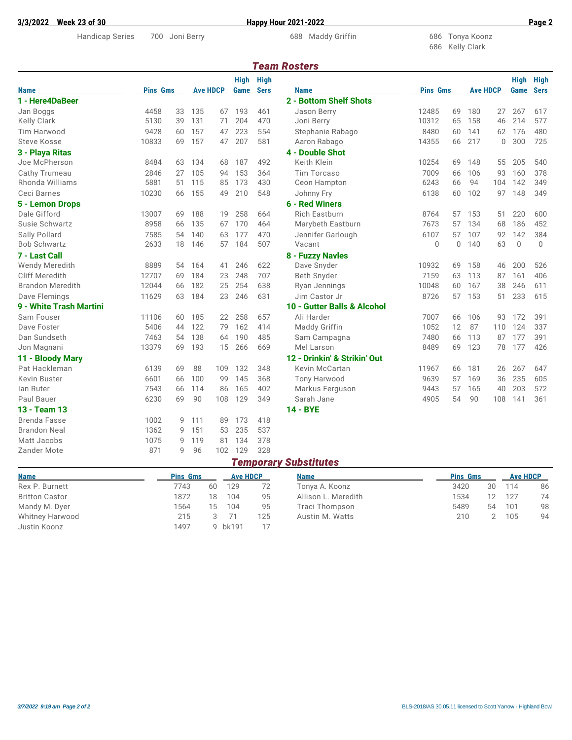Handicap Series 700 Joni Berry 688 Maddy Griffin 686 Tonya Koonz 686 Kelly Clark

## *Team Rosters*

| Name | Pins | Gms | Ave | HDCP | High Game | High Sers |
|---|---|---|---|---|---|---|
| **1 - Here4DaBeer** | | | | | | |
| Jan Boggs | 4458 | 33 | 135 | 67 | 193 | 461 |
| Kelly Clark | 5130 | 39 | 131 | 71 | 204 | 470 |
| Tim Harwood | 9428 | 60 | 157 | 47 | 223 | 554 |
| Steve Kosse | 10833 | 69 | 157 | 47 | 207 | 581 |
| **2 - Bottom Shelf Shots** | | | | | | |
| Jason Berry | 12485 | 69 | 180 | 27 | 267 | 617 |
| Joni Berry | 10312 | 65 | 158 | 46 | 214 | 577 |
| Stephanie Rabago | 8480 | 60 | 141 | 62 | 176 | 480 |
| Aaron Rabago | 14355 | 66 | 217 | 0 | 300 | 725 |
| **3 - Playa Ritas** | | | | | | |
| Joe McPherson | 8484 | 63 | 134 | 68 | 187 | 492 |
| Cathy Trumeau | 2846 | 27 | 105 | 94 | 153 | 364 |
| Rhonda Williams | 5881 | 51 | 115 | 85 | 173 | 430 |
| Ceci Barnes | 10230 | 66 | 155 | 49 | 210 | 548 |
| **4 - Double Shot** | | | | | | |
| Keith Klein | 10254 | 69 | 148 | 55 | 205 | 540 |
| Tim Torcaso | 7009 | 66 | 106 | 93 | 160 | 378 |
| Ceon Hampton | 6243 | 66 | 94 | 104 | 142 | 349 |
| Johnny Fry | 6138 | 60 | 102 | 97 | 148 | 349 |
| **5 - Lemon Drops** | | | | | | |
| Dale Gifford | 13007 | 69 | 188 | 19 | 258 | 664 |
| Susie Schwartz | 8958 | 66 | 135 | 67 | 170 | 464 |
| Sally Pollard | 7585 | 54 | 140 | 63 | 177 | 470 |
| Bob Schwartz | 2633 | 18 | 146 | 57 | 184 | 507 |
| **6 - Red Winers** | | | | | | |
| Rich Eastburn | 8764 | 57 | 153 | 51 | 220 | 600 |
| Marybeth Eastburn | 7673 | 57 | 134 | 68 | 186 | 452 |
| Jennifer Garlough | 6107 | 57 | 107 | 92 | 142 | 384 |
| Vacant | 0 | 0 | 140 | 63 | 0 | 0 |
| **7 - Last Call** | | | | | | |
| Wendy Meredith | 8889 | 54 | 164 | 41 | 246 | 622 |
| Cliff Meredith | 12707 | 69 | 184 | 23 | 248 | 707 |
| Brandon Meredith | 12044 | 66 | 182 | 25 | 254 | 638 |
| Dave Flemings | 11629 | 63 | 184 | 23 | 246 | 631 |
| **8 - Fuzzy Navles** | | | | | | |
| Dave Snyder | 10932 | 69 | 158 | 46 | 200 | 526 |
| Beth Snyder | 7159 | 63 | 113 | 87 | 161 | 406 |
| Ryan Jennings | 10048 | 60 | 167 | 38 | 246 | 611 |
| Jim Castor Jr | 8726 | 57 | 153 | 51 | 233 | 615 |
| **9 - White Trash Martini** | | | | | | |
| Sam Fouser | 11106 | 60 | 185 | 22 | 258 | 657 |
| Dave Foster | 5406 | 44 | 122 | 79 | 162 | 414 |
| Dan Sundseth | 7463 | 54 | 138 | 64 | 190 | 485 |
| Jon Magnani | 13379 | 69 | 193 | 15 | 266 | 669 |
| **10 - Gutter Balls & Alcohol** | | | | | | |
| Ali Harder | 7007 | 66 | 106 | 93 | 172 | 391 |
| Maddy Griffin | 1052 | 12 | 87 | 110 | 124 | 337 |
| Sam Campagna | 7480 | 66 | 113 | 87 | 177 | 391 |
| Mel Larson | 8489 | 69 | 123 | 78 | 177 | 426 |
| **11 - Bloody Mary** | | | | | | |
| Pat Hackleman | 6139 | 69 | 88 | 109 | 132 | 348 |
| Kevin Buster | 6601 | 66 | 100 | 99 | 145 | 368 |
| Ian Ruter | 7543 | 66 | 114 | 86 | 165 | 402 |
| Paul Bauer | 6230 | 69 | 90 | 108 | 129 | 349 |
| **12 - Drinkin' & Strikin' Out** | | | | | | |
| Kevin McCartan | 11967 | 66 | 181 | 26 | 267 | 647 |
| Tony Harwood | 9639 | 57 | 169 | 36 | 235 | 605 |
| Markus Ferguson | 9443 | 57 | 165 | 40 | 203 | 572 |
| Sarah Jane | 4905 | 54 | 90 | 108 | 141 | 361 |
| **13 - Team 13** | | | | | | |
| Brenda Fasse | 1002 | 9 | 111 | 89 | 173 | 418 |
| Brandon Neal | 1362 | 9 | 151 | 53 | 235 | 537 |
| Matt Jacobs | 1075 | 9 | 119 | 81 | 134 | 378 |
| Zander Mote | 871 | 9 | 96 | 102 | 129 | 328 |
| **14 - BYE** | | | | | | |

## *Temporary Substitutes*

| Name | Pins | Gms | Ave | HDCP |
|---|---|---|---|---|
| Rex P. Burnett | 7743 | 60 | 129 | 72 |
| Britton Castor | 1872 | 18 | 104 | 95 |
| Mandy M. Dyer | 1564 | 15 | 104 | 95 |
| Whitney Harwood | 215 | 3 | 71 | 125 |
| Justin Koonz | 1497 | 9 | bk191 | 17 |
| Tonya A. Koonz | 3420 | 30 | 114 | 86 |
| Allison L. Meredith | 1534 | 12 | 127 | 74 |
| Traci Thompson | 5489 | 54 | 101 | 98 |
| Austin M. Watts | 210 | 2 | 105 | 94 |